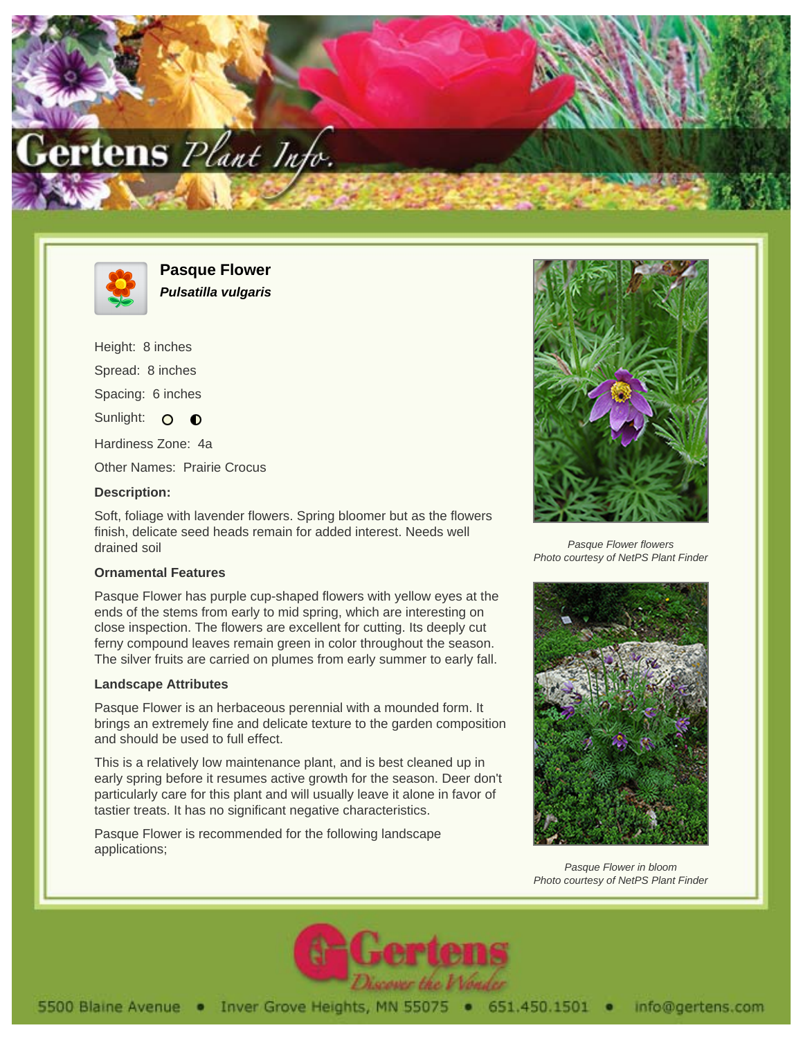# Pasque Flower

***Pulsatilla vulgaris***

Height: 8 inches

Spread: 8 inches

Spacing: 6 inches

Sunlight: ○ ◐

Hardiness Zone: 4a

Other Names: Prairie Crocus

**Description:**

Soft, foliage with lavender flowers. Spring bloomer but as the flowers finish, delicate seed heads remain for added interest. Needs well drained soil

### Ornamental Features

Pasque Flower has purple cup-shaped flowers with yellow eyes at the ends of the stems from early to mid spring, which are interesting on close inspection. The flowers are excellent for cutting. Its deeply cut ferny compound leaves remain green in color throughout the season. The silver fruits are carried on plumes from early summer to early fall.

### Landscape Attributes

Pasque Flower is an herbaceous perennial with a mounded form. It brings an extremely fine and delicate texture to the garden composition and should be used to full effect.

This is a relatively low maintenance plant, and is best cleaned up in early spring before it resumes active growth for the season. Deer don't particularly care for this plant and will usually leave it alone in favor of tastier treats. It has no significant negative characteristics.

Pasque Flower is recommended for the following landscape applications;

*Pasque Flower flowers*
*Photo courtesy of NetPS Plant Finder*

*Pasque Flower in bloom*
*Photo courtesy of NetPS Plant Finder*

5500 Blaine Avenue • Inver Grove Heights, MN 55075 • 651.450.1501 • info@gertens.com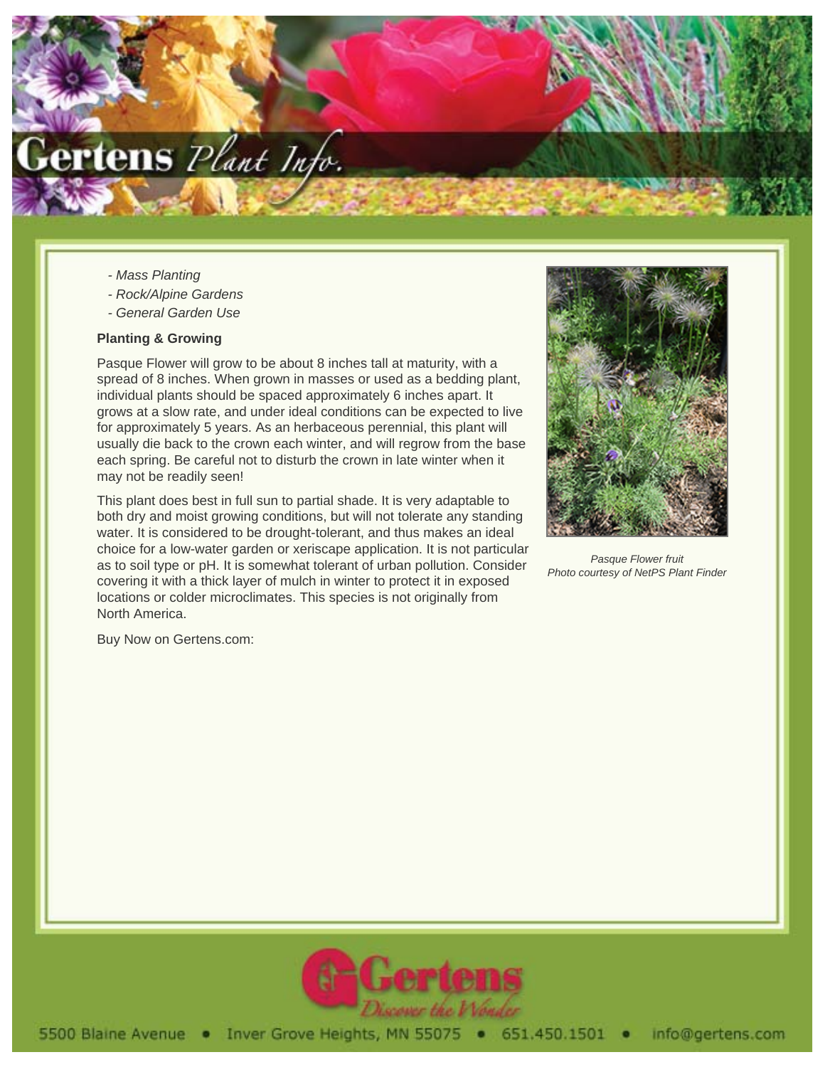*- Mass Planting*
*- Rock/Alpine Gardens*
*- General Garden Use*

**Planting & Growing**

Pasque Flower will grow to be about 8 inches tall at maturity, with a spread of 8 inches. When grown in masses or used as a bedding plant, individual plants should be spaced approximately 6 inches apart. It grows at a slow rate, and under ideal conditions can be expected to live for approximately 5 years. As an herbaceous perennial, this plant will usually die back to the crown each winter, and will regrow from the base each spring. Be careful not to disturb the crown in late winter when it may not be readily seen!

This plant does best in full sun to partial shade. It is very adaptable to both dry and moist growing conditions, but will not tolerate any standing water. It is considered to be drought-tolerant, and thus makes an ideal choice for a low-water garden or xeriscape application. It is not particular as to soil type or pH. It is somewhat tolerant of urban pollution. Consider covering it with a thick layer of mulch in winter to protect it in exposed locations or colder microclimates. This species is not originally from North America.

Buy Now on Gertens.com:

*Pasque Flower fruit*
*Photo courtesy of NetPS Plant Finder*